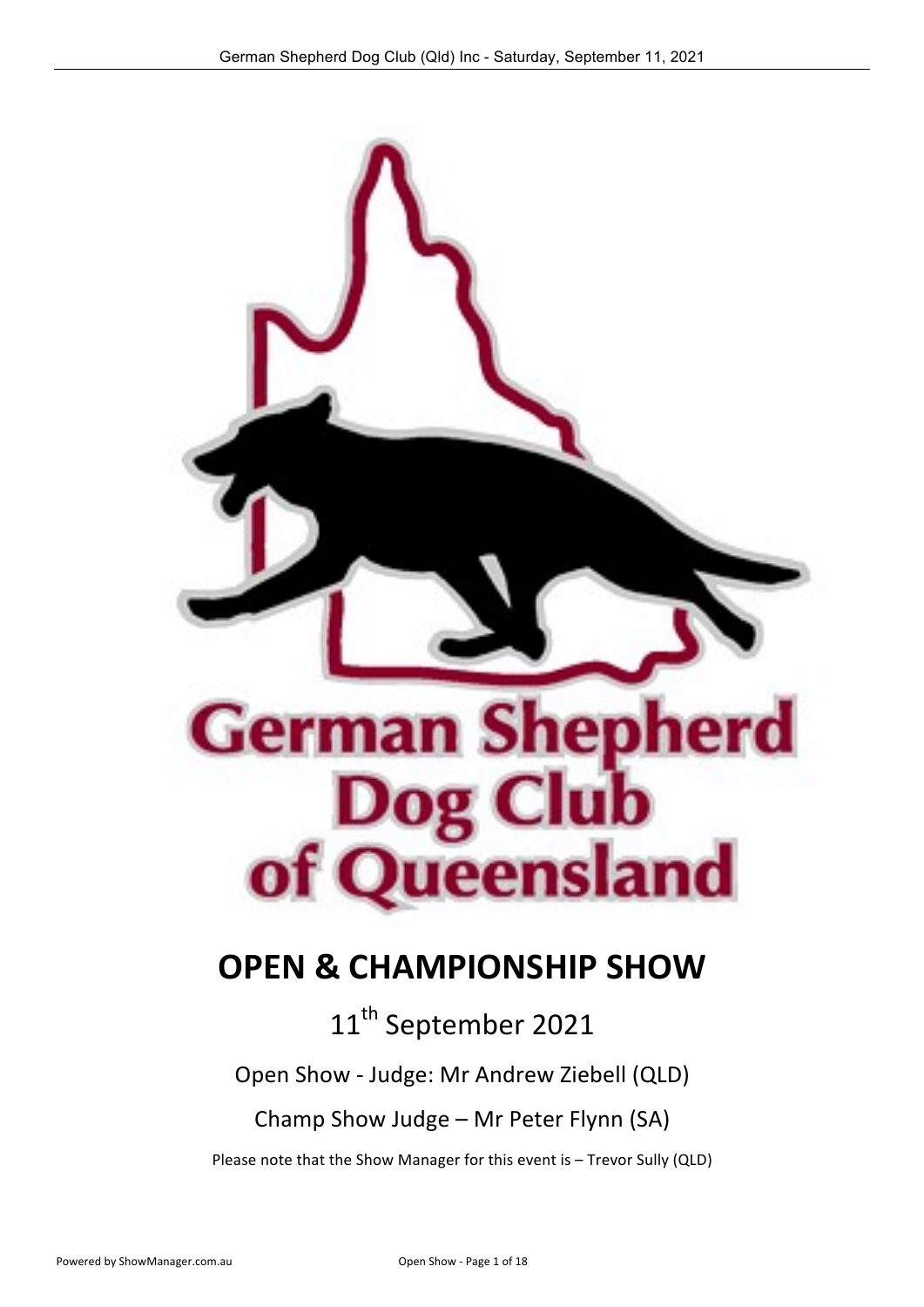German Shepherd Dog Club of Queensland

# OPEN & CHAMPIONSHIP SHOW

## 11th September 2021

Open Show - Judge: Mr Andrew Ziebell (QLD)

Champ Show Judge – Mr Peter Flynn (SA)

Please note that the Show Manager for this event is – Trevor Sully (QLD)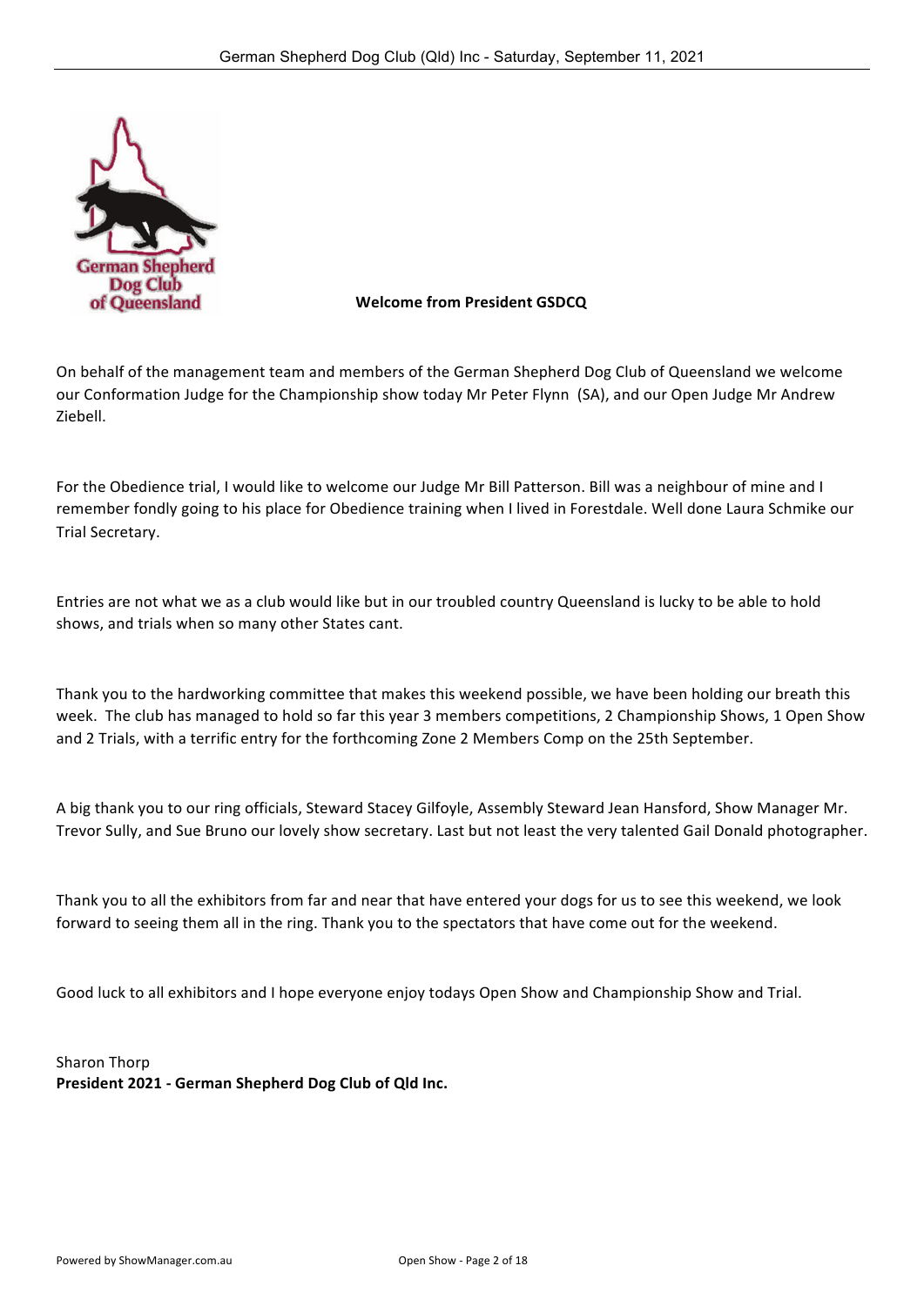**Welcome from President GSDCQ**

On behalf of the management team and members of the German Shepherd Dog Club of Queensland we welcome our Conformation Judge for the Championship show today Mr Peter Flynn (SA), and our Open Judge Mr Andrew Ziebell.

For the Obedience trial, I would like to welcome our Judge Mr Bill Patterson. Bill was a neighbour of mine and I remember fondly going to his place for Obedience training when I lived in Forestdale. Well done Laura Schmike our Trial Secretary.

Entries are not what we as a club would like but in our troubled country Queensland is lucky to be able to hold shows, and trials when so many other States cant.

Thank you to the hardworking committee that makes this weekend possible, we have been holding our breath this week. The club has managed to hold so far this year 3 members competitions, 2 Championship Shows, 1 Open Show and 2 Trials, with a terrific entry for the forthcoming Zone 2 Members Comp on the 25th September.

A big thank you to our ring officials, Steward Stacey Gilfoyle, Assembly Steward Jean Hansford, Show Manager Mr. Trevor Sully, and Sue Bruno our lovely show secretary. Last but not least the very talented Gail Donald photographer.

Thank you to all the exhibitors from far and near that have entered your dogs for us to see this weekend, we look forward to seeing them all in the ring. Thank you to the spectators that have come out for the weekend.

Good luck to all exhibitors and I hope everyone enjoy todays Open Show and Championship Show and Trial.

Sharon Thorp
**President 2021 - German Shepherd Dog Club of Qld Inc.**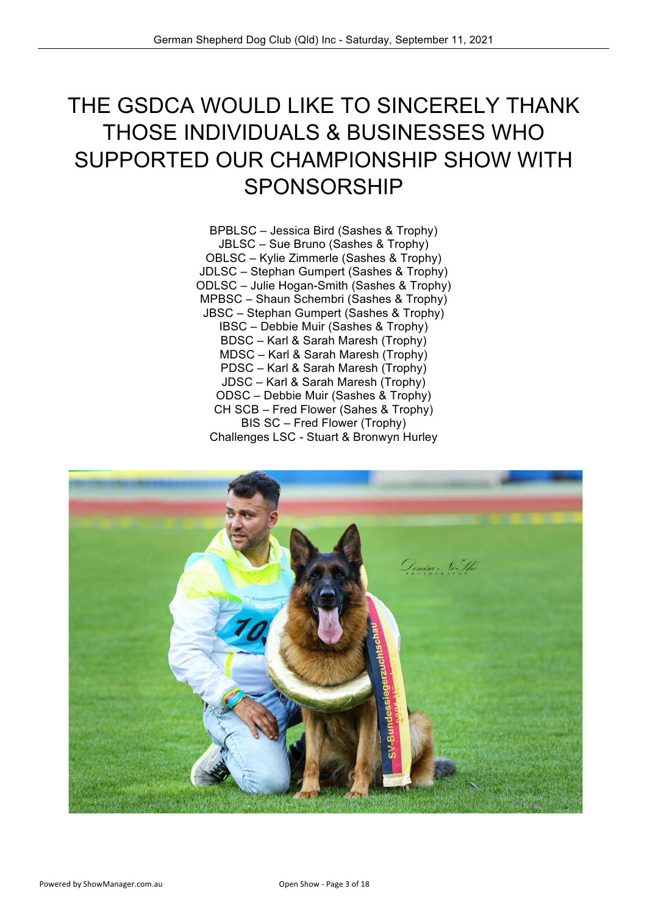# THE GSDCA WOULD LIKE TO SINCERELY THANK THOSE INDIVIDUALS & BUSINESSES WHO SUPPORTED OUR CHAMPIONSHIP SHOW WITH SPONSORSHIP

BPBLSC – Jessica Bird (Sashes & Trophy)
JBLSC – Sue Bruno (Sashes & Trophy)
OBLSC – Kylie Zimmerle (Sashes & Trophy)
JDLSC – Stephan Gumpert (Sashes & Trophy)
ODLSC – Julie Hogan-Smith (Sashes & Trophy)
MPBSC – Shaun Schembri (Sashes & Trophy)
JBSC – Stephan Gumpert (Sashes & Trophy)
IBSC – Debbie Muir (Sashes & Trophy)
BDSC – Karl & Sarah Maresh (Trophy)
MDSC – Karl & Sarah Maresh (Trophy)
PDSC – Karl & Sarah Maresh (Trophy)
JDSC – Karl & Sarah Maresh (Trophy)
ODSC – Debbie Muir (Sashes & Trophy)
CH SCB – Fred Flower (Sahes & Trophy)
BIS SC – Fred Flower (Trophy)
Challenges LSC - Stuart & Bronwyn Hurley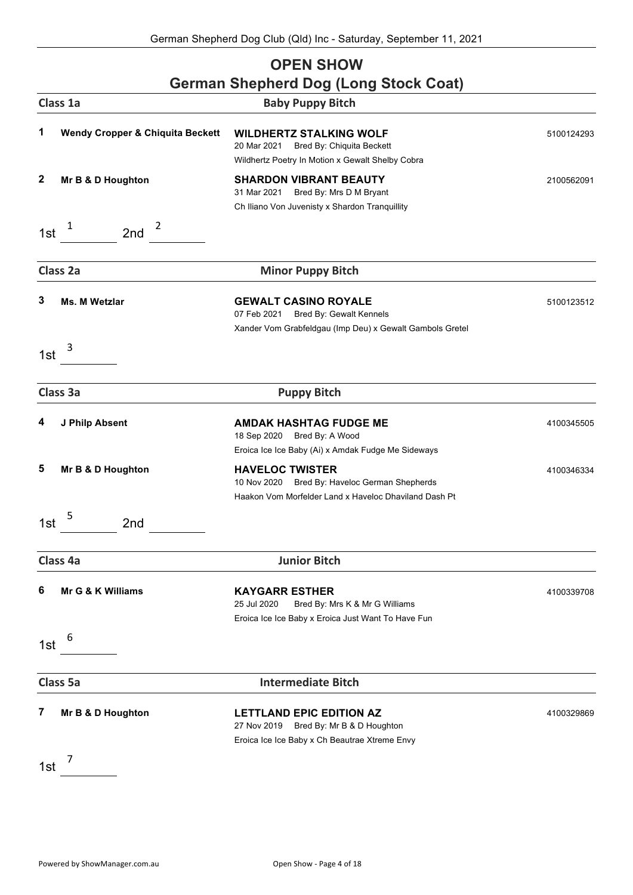# OPEN SHOW

## German Shepherd Dog (Long Stock Coat)

### Class 1a — Baby Puppy Bitch

**1** **Wendy Cropper & Chiquita Beckett** — **WILDHERTZ STALKING WOLF** — 5100124293
20 Mar 2021 Bred By: Chiquita Beckett
Wildhertz Poetry In Motion x Gewalt Shelby Cobra

**2** **Mr B & D Houghton** — **SHARDON VIBRANT BEAUTY** — 2100562091
31 Mar 2021 Bred By: Mrs D M Bryant
Ch Iliano Von Juvenisty x Shardon Tranquillity

1st 1 2nd 2

### Class 2a — Minor Puppy Bitch

**3** **Ms. M Wetzlar** — **GEWALT CASINO ROYALE** — 5100123512
07 Feb 2021 Bred By: Gewalt Kennels
Xander Vom Grabfeldgau (Imp Deu) x Gewalt Gambols Gretel

1st 3

### Class 3a — Puppy Bitch

**4** **J Philp Absent** — **AMDAK HASHTAG FUDGE ME** — 4100345505
18 Sep 2020 Bred By: A Wood
Eroica Ice Ice Baby (Ai) x Amdak Fudge Me Sideways

**5** **Mr B & D Houghton** — **HAVELOC TWISTER** — 4100346334
10 Nov 2020 Bred By: Haveloc German Shepherds
Haakon Vom Morfelder Land x Haveloc Dhaviland Dash Pt

1st 5 2nd

### Class 4a — Junior Bitch

**6** **Mr G & K Williams** — **KAYGARR ESTHER** — 4100339708
25 Jul 2020 Bred By: Mrs K & Mr G Williams
Eroica Ice Ice Baby x Eroica Just Want To Have Fun

1st 6

### Class 5a — Intermediate Bitch

**7** **Mr B & D Houghton** — **LETTLAND EPIC EDITION AZ** — 4100329869
27 Nov 2019 Bred By: Mr B & D Houghton
Eroica Ice Ice Baby x Ch Beautrae Xtreme Envy

1st 7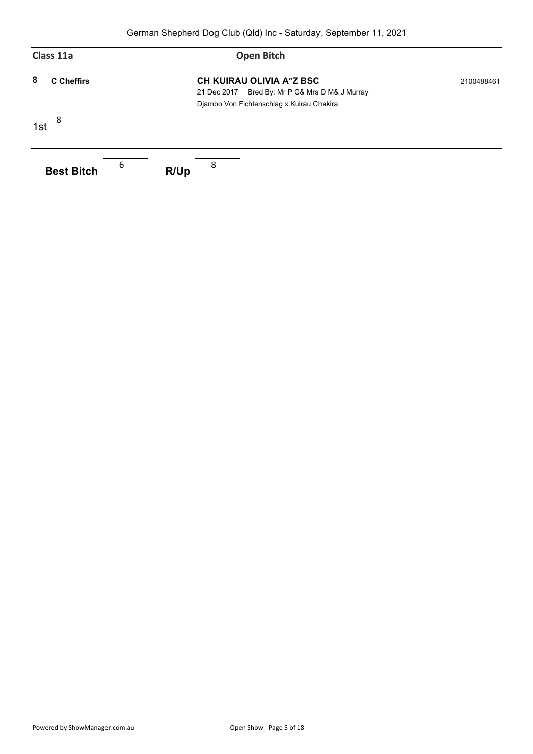## Class 11a — Open Bitch

**8** **C Cheffirs** — **CH KUIRAU OLIVIA A"Z BSC** — 2100488461
21 Dec 2017 Bred By: Mr P G& Mrs D M& J Murray
Djambo Von Fichtenschlag x Kuirau Chakira

1st 8

**Best Bitch** 6 **R/Up** 8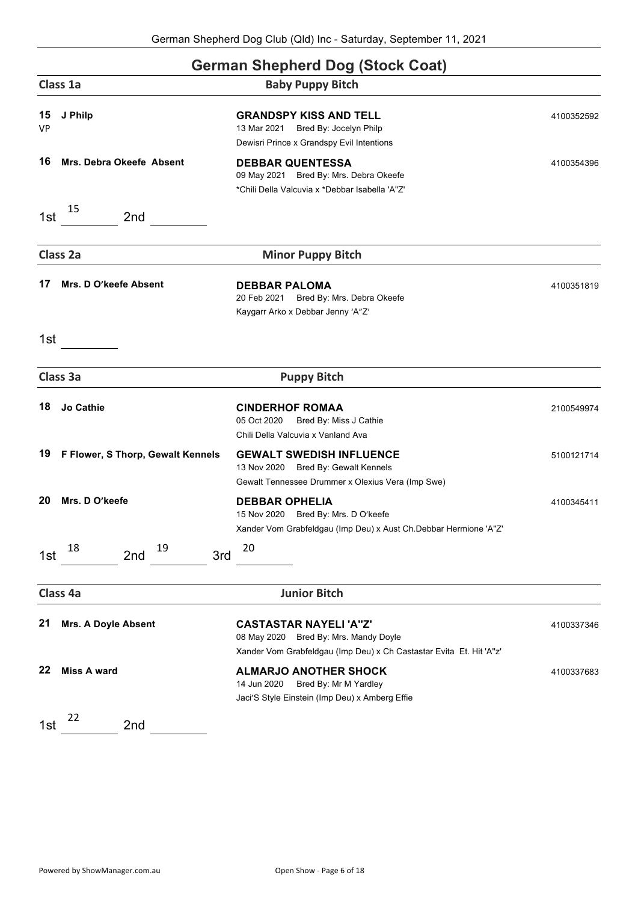# German Shepherd Dog (Stock Coat)

## Class 1a — Baby Puppy Bitch

**15** **J Philp**
VP

**GRANDSPY KISS AND TELL** — 4100352592
13 Mar 2021 Bred By: Jocelyn Philp
Dewisri Prince x Grandspy Evil Intentions

**16** **Mrs. Debra Okeefe Absent**

**DEBBAR QUENTESSA** — 4100354396
09 May 2021 Bred By: Mrs. Debra Okeefe
*Chili Della Valcuvia x *Debbar Isabella 'A"Z'

1st 15 2nd ________

## Class 2a — Minor Puppy Bitch

**17** **Mrs. D O'keefe Absent**

**DEBBAR PALOMA** — 4100351819
20 Feb 2021 Bred By: Mrs. Debra Okeefe
Kaygarr Arko x Debbar Jenny 'A"Z'

1st ________

## Class 3a — Puppy Bitch

**18** **Jo Cathie**

**CINDERHOF ROMAA** — 2100549974
05 Oct 2020 Bred By: Miss J Cathie
Chili Della Valcuvia x Vanland Ava

**19** **F Flower, S Thorp, Gewalt Kennels**

**GEWALT SWEDISH INFLUENCE** — 5100121714
13 Nov 2020 Bred By: Gewalt Kennels
Gewalt Tennessee Drummer x Olexius Vera (Imp Swe)

**20** **Mrs. D O'keefe**

**DEBBAR OPHELIA** — 4100345411
15 Nov 2020 Bred By: Mrs. D O'keefe
Xander Vom Grabfeldgau (Imp Deu) x Aust Ch.Debbar Hermione 'A"Z'

1st 18 2nd 19 3rd 20

## Class 4a — Junior Bitch

**21** **Mrs. A Doyle Absent**

**CASTASTAR NAYELI 'A"Z'** — 4100337346
08 May 2020 Bred By: Mrs. Mandy Doyle
Xander Vom Grabfeldgau (Imp Deu) x Ch Castastar Evita Et. Hit 'A"z'

**22** **Miss A ward**

**ALMARJO ANOTHER SHOCK** — 4100337683
14 Jun 2020 Bred By: Mr M Yardley
Jaci'S Style Einstein (Imp Deu) x Amberg Effie

1st 22 2nd ________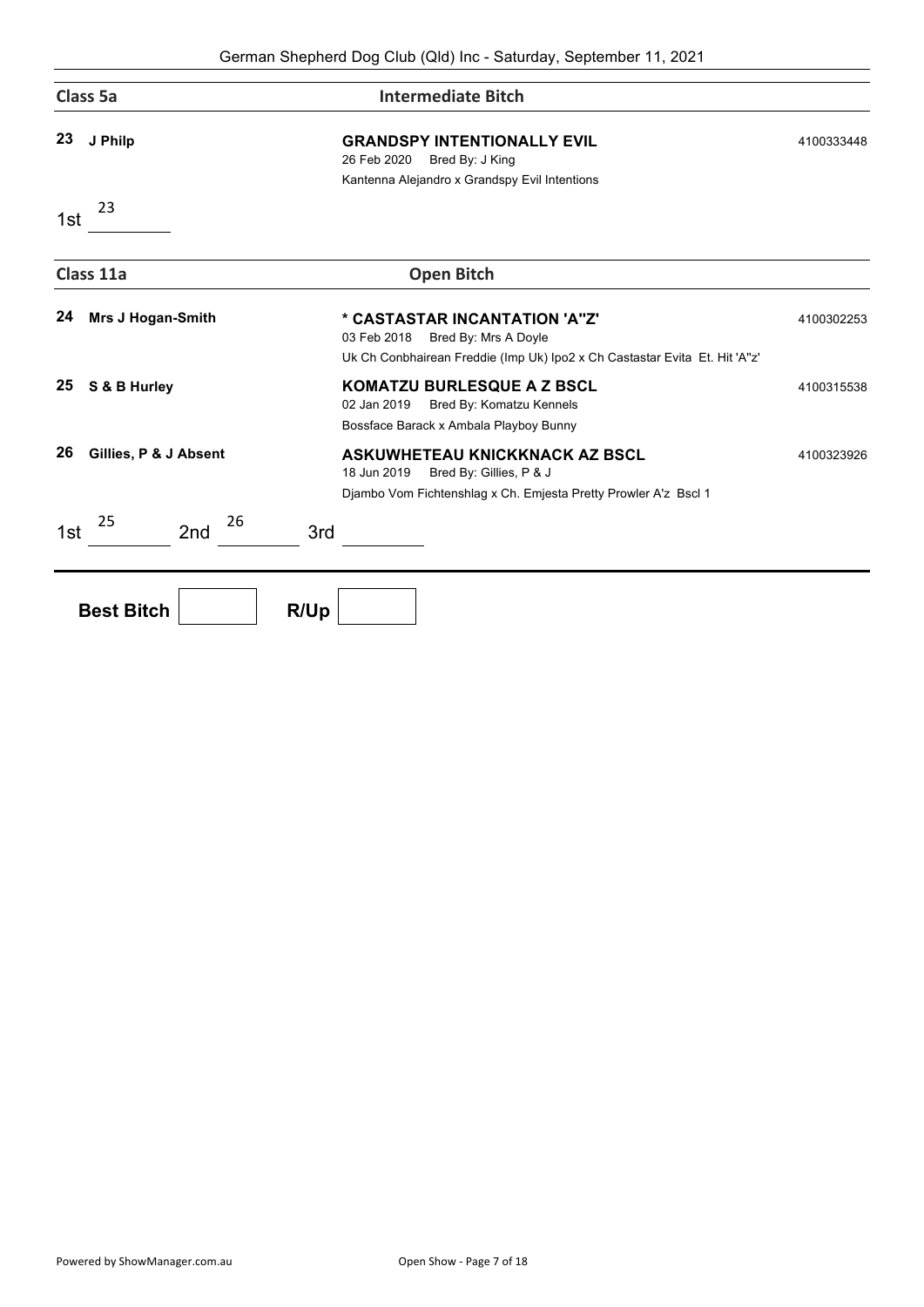German Shepherd Dog Club (Qld) Inc - Saturday, September 11, 2021

## Class 5a — Intermediate Bitch

**23** **J Philp**

**GRANDSPY INTENTIONALLY EVIL** — 4100333448
26 Feb 2020 Bred By: J King
Kantenna Alejandro x Grandspy Evil Intentions

1st 23

## Class 11a — Open Bitch

**24** **Mrs J Hogan-Smith**

**\* CASTASTAR INCANTATION 'A"Z'** — 4100302253
03 Feb 2018 Bred By: Mrs A Doyle
Uk Ch Conbhairean Freddie (Imp Uk) Ipo2 x Ch Castastar Evita Et. Hit 'A"z'

**25** **S & B Hurley**

**KOMATZU BURLESQUE A Z BSCL** — 4100315538
02 Jan 2019 Bred By: Komatzu Kennels
Bossface Barack x Ambala Playboy Bunny

**26** **Gillies, P & J Absent**

**ASKUWHETEAU KNICKKNACK AZ BSCL** — 4100323926
18 Jun 2019 Bred By: Gillies, P & J
Djambo Vom Fichtenshlag x Ch. Emjesta Pretty Prowler A'z Bscl 1

1st 25 2nd 26 3rd

**Best Bitch** R/Up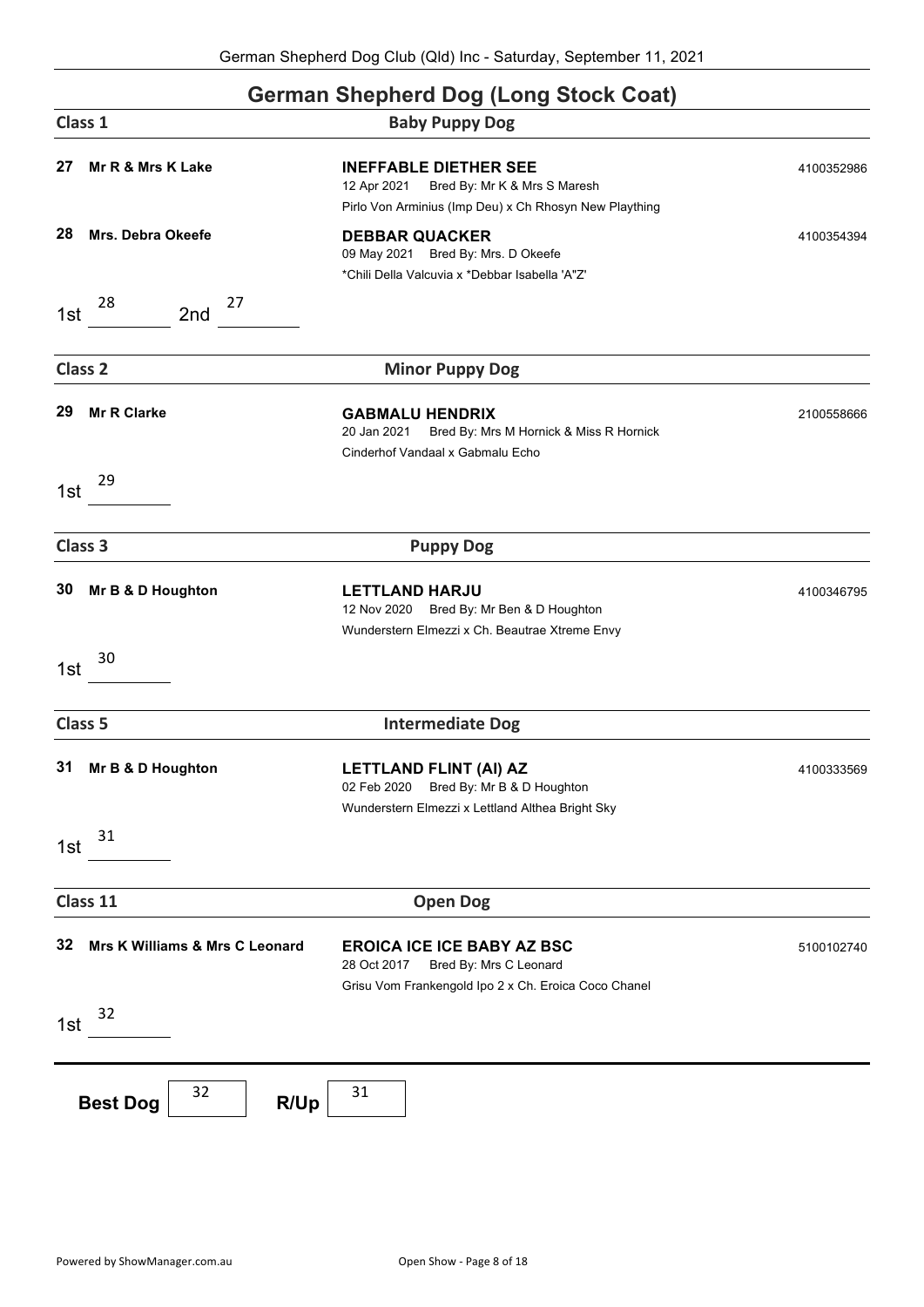# German Shepherd Dog (Long Stock Coat)

## Class 1 — Baby Puppy Dog

**27 Mr R & Mrs K Lake**
**INEFFABLE DIETHER SEE** — 4100352986
12 Apr 2021 Bred By: Mr K & Mrs S Maresh
Pirlo Von Arminius (Imp Deu) x Ch Rhosyn New Plaything

**28 Mrs. Debra Okeefe**
**DEBBAR QUACKER** — 4100354394
09 May 2021 Bred By: Mrs. D Okeefe
*Chili Della Valcuvia x *Debbar Isabella 'A"Z'

1st 28 2nd 27

## Class 2 — Minor Puppy Dog

**29 Mr R Clarke**
**GABMALU HENDRIX** — 2100558666
20 Jan 2021 Bred By: Mrs M Hornick & Miss R Hornick
Cinderhof Vandaal x Gabmalu Echo

1st 29

## Class 3 — Puppy Dog

**30 Mr B & D Houghton**
**LETTLAND HARJU** — 4100346795
12 Nov 2020 Bred By: Mr Ben & D Houghton
Wunderstern Elmezzi x Ch. Beautrae Xtreme Envy

1st 30

## Class 5 — Intermediate Dog

**31 Mr B & D Houghton**
**LETTLAND FLINT (AI) AZ** — 4100333569
02 Feb 2020 Bred By: Mr B & D Houghton
Wunderstern Elmezzi x Lettland Althea Bright Sky

1st 31

## Class 11 — Open Dog

**32 Mrs K Williams & Mrs C Leonard**
**EROICA ICE ICE BABY AZ BSC** — 5100102740
28 Oct 2017 Bred By: Mrs C Leonard
Grisu Vom Frankengold Ipo 2 x Ch. Eroica Coco Chanel

1st 32

**Best Dog** 32 **R/Up** 31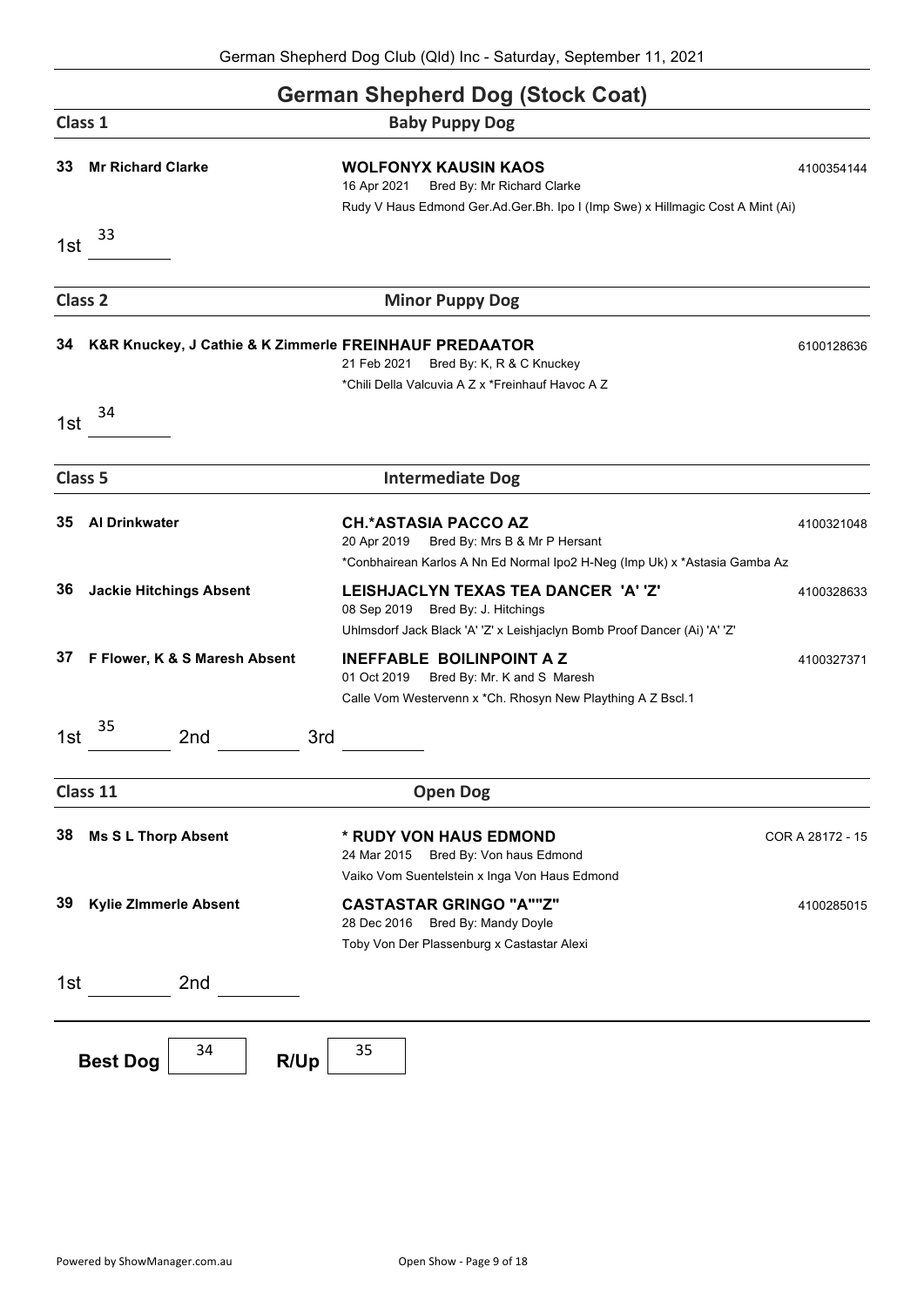# German Shepherd Dog (Stock Coat)

## Class 1 — Baby Puppy Dog

**33 Mr Richard Clarke** — **WOLFONYX KAUSIN KAOS** — 4100354144
16 Apr 2021 Bred By: Mr Richard Clarke
Rudy V Haus Edmond Ger.Ad.Ger.Bh. Ipo I (Imp Swe) x Hillmagic Cost A Mint (Ai)

1st 33

## Class 2 — Minor Puppy Dog

**34 K&R Knuckey, J Cathie & K Zimmerle** — **FREINHAUF PREDAATOR** — 6100128636
21 Feb 2021 Bred By: K, R & C Knuckey
*Chili Della Valcuvia A Z x *Freinhauf Havoc A Z

1st 34

## Class 5 — Intermediate Dog

**35 Al Drinkwater** — **CH.*ASTASIA PACCO AZ** — 4100321048
20 Apr 2019 Bred By: Mrs B & Mr P Hersant
*Conbhairean Karlos A Nn Ed Normal Ipo2 H-Neg (Imp Uk) x *Astasia Gamba Az

**36 Jackie Hitchings Absent** — **LEISHJACLYN TEXAS TEA DANCER 'A' 'Z'** — 4100328633
08 Sep 2019 Bred By: J. Hitchings
Uhlmsdorf Jack Black 'A' 'Z' x Leishjaclyn Bomb Proof Dancer (Ai) 'A' 'Z'

**37 F Flower, K & S Maresh Absent** — **INEFFABLE BOILINPOINT A Z** — 4100327371
01 Oct 2019 Bred By: Mr. K and S Maresh
Calle Vom Westervenn x *Ch. Rhosyn New Plaything A Z Bscl.1

1st 35 2nd 3rd

## Class 11 — Open Dog

**38 Ms S L Thorp Absent** — **\* RUDY VON HAUS EDMOND** — COR A 28172 - 15
24 Mar 2015 Bred By: Von haus Edmond
Vaiko Vom Suentelstein x Inga Von Haus Edmond

**39 Kylie ZImmerle Absent** — **CASTASTAR GRINGO "A""Z"** — 4100285015
28 Dec 2016 Bred By: Mandy Doyle
Toby Von Der Plassenburg x Castastar Alexi

1st 2nd

**Best Dog** 34 **R/Up** 35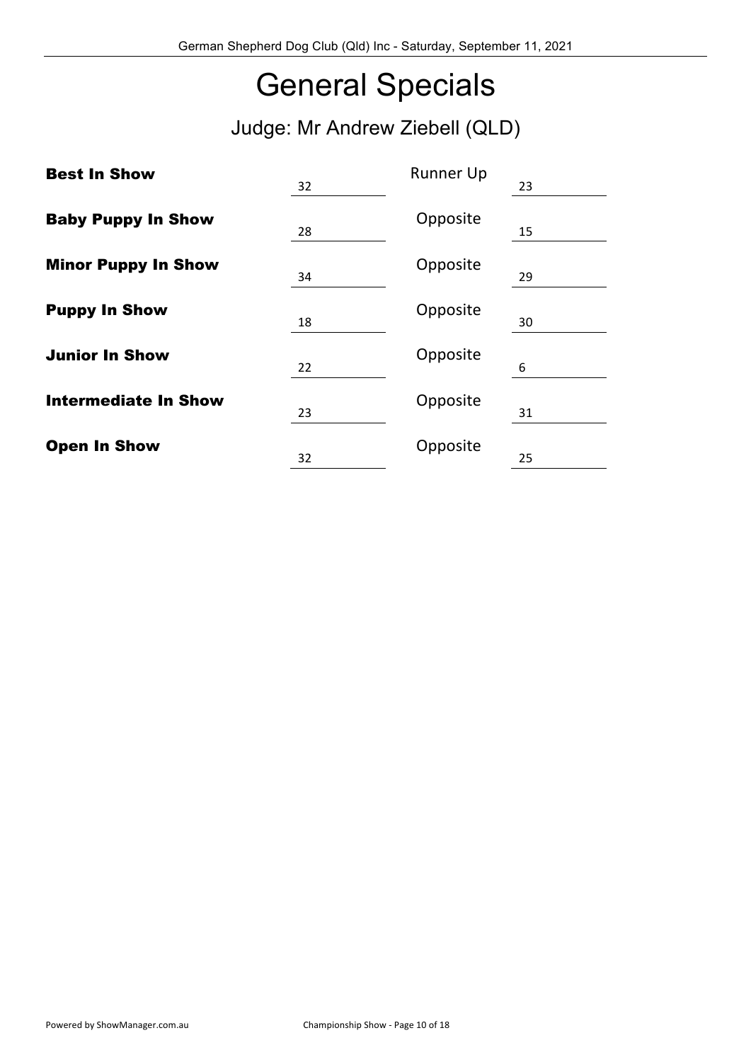# General Specials

## Judge: Mr Andrew Ziebell (QLD)

| | | | |
|---|---|---|---|
| **Best In Show** | 32 | Runner Up | 23 |
| **Baby Puppy In Show** | 28 | Opposite | 15 |
| **Minor Puppy In Show** | 34 | Opposite | 29 |
| **Puppy In Show** | 18 | Opposite | 30 |
| **Junior In Show** | 22 | Opposite | 6 |
| **Intermediate In Show** | 23 | Opposite | 31 |
| **Open In Show** | 32 | Opposite | 25 |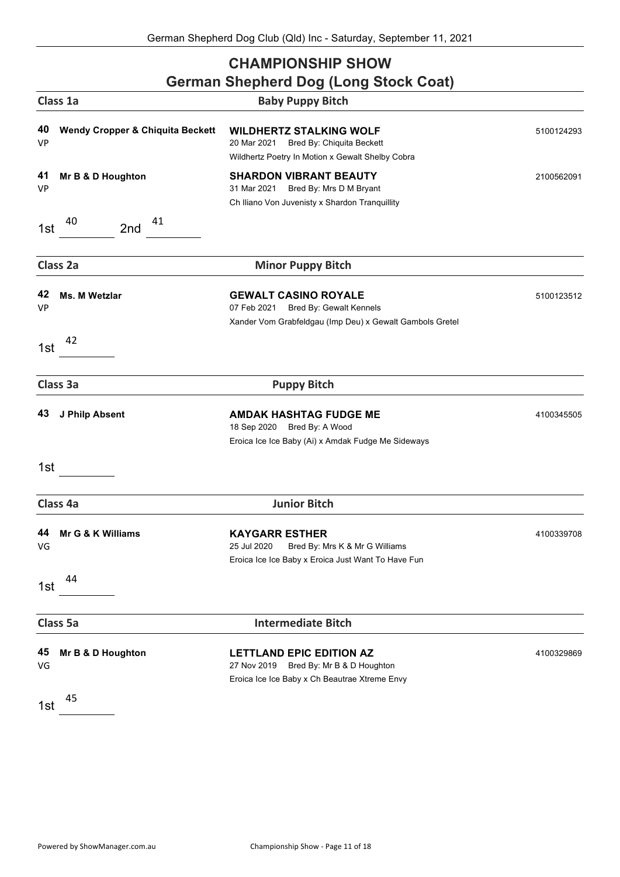# CHAMPIONSHIP SHOW

## German Shepherd Dog (Long Stock Coat)

### Class 1a — Baby Puppy Bitch

**40** VP — **Wendy Cropper & Chiquita Beckett**
**WILDHERTZ STALKING WOLF** — 5100124293
20 Mar 2021 Bred By: Chiquita Beckett
Wildhertz Poetry In Motion x Gewalt Shelby Cobra

**41** VP — **Mr B & D Houghton**
**SHARDON VIBRANT BEAUTY** — 2100562091
31 Mar 2021 Bred By: Mrs D M Bryant
Ch Iliano Von Juvenisty x Shardon Tranquillity

1st 40 2nd 41

### Class 2a — Minor Puppy Bitch

**42** VP — **Ms. M Wetzlar**
**GEWALT CASINO ROYALE** — 5100123512
07 Feb 2021 Bred By: Gewalt Kennels
Xander Vom Grabfeldgau (Imp Deu) x Gewalt Gambols Gretel

1st 42

### Class 3a — Puppy Bitch

**43** — **J Philp Absent**
**AMDAK HASHTAG FUDGE ME** — 4100345505
18 Sep 2020 Bred By: A Wood
Eroica Ice Ice Baby (Ai) x Amdak Fudge Me Sideways

1st

### Class 4a — Junior Bitch

**44** VG — **Mr G & K Williams**
**KAYGARR ESTHER** — 4100339708
25 Jul 2020 Bred By: Mrs K & Mr G Williams
Eroica Ice Ice Baby x Eroica Just Want To Have Fun

1st 44

### Class 5a — Intermediate Bitch

**45** VG — **Mr B & D Houghton**
**LETTLAND EPIC EDITION AZ** — 4100329869
27 Nov 2019 Bred By: Mr B & D Houghton
Eroica Ice Ice Baby x Ch Beautrae Xtreme Envy

1st 45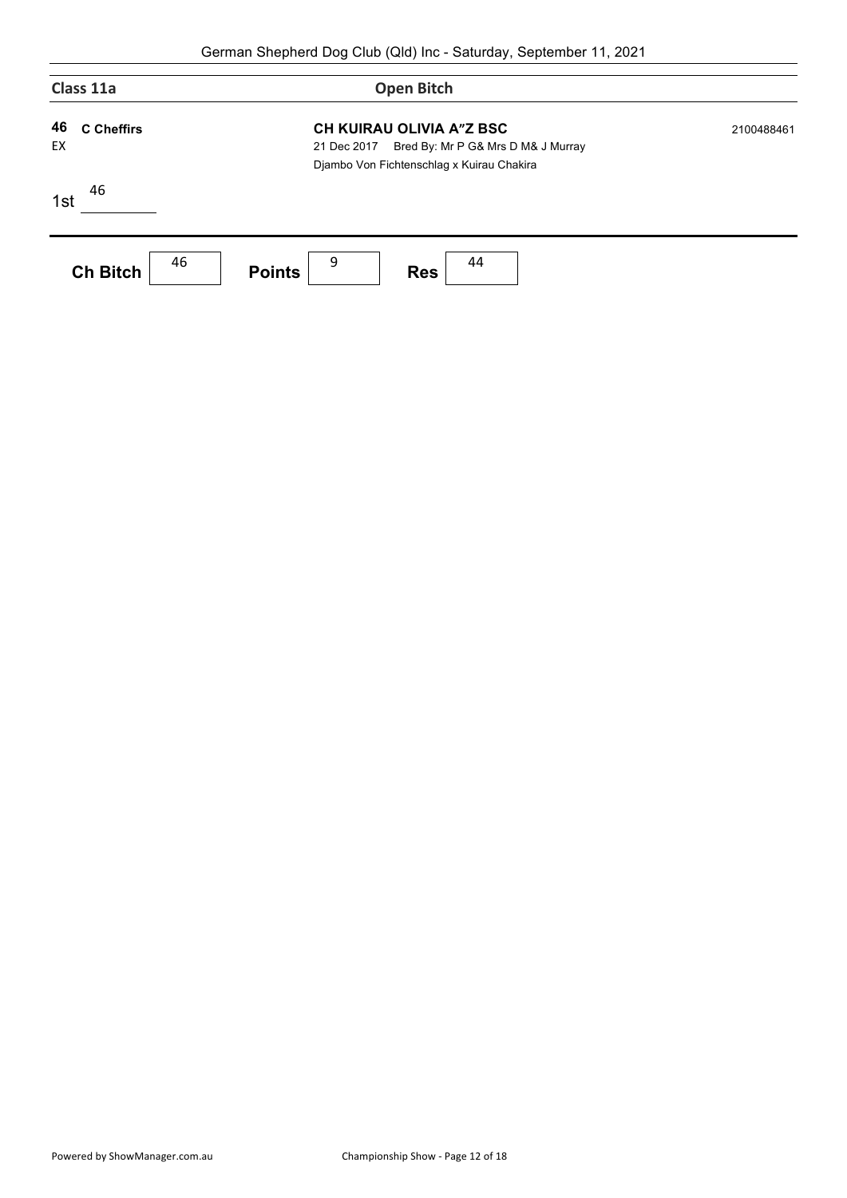## Class 11a — Open Bitch

**46** **C Cheffirs** — **CH KUIRAU OLIVIA A"Z BSC** — 2100488461
EX
21 Dec 2017 Bred By: Mr P G& Mrs D M& J Murray
Djambo Von Fichtenschlag x Kuirau Chakira

1st 46

| Ch Bitch | Points | Res |
|---|---|---|
| 46 | 9 | 44 |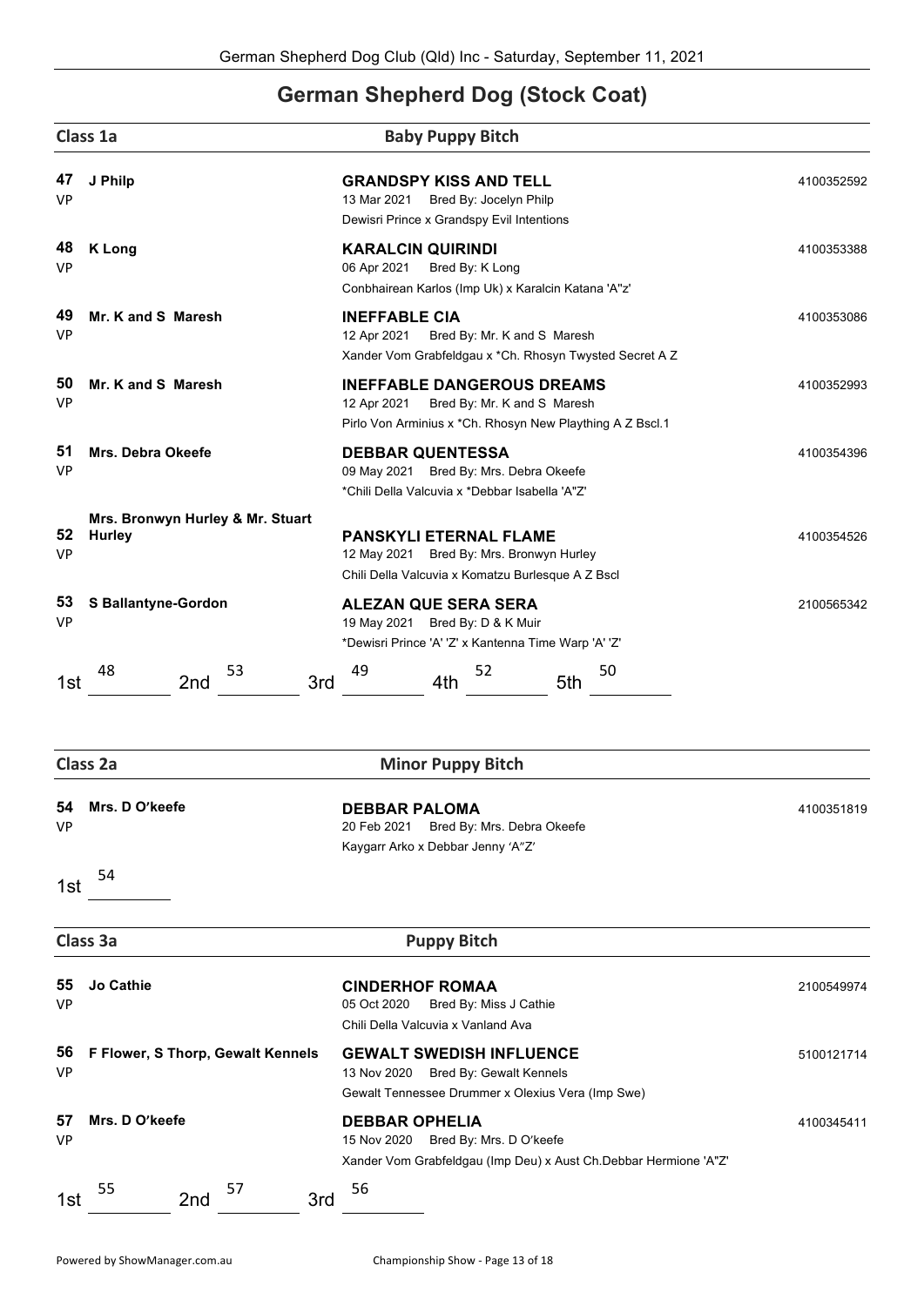# German Shepherd Dog (Stock Coat)

## Class 1a — Baby Puppy Bitch

**47** VP — **J Philp**
**GRANDSPY KISS AND TELL** — 4100352592
13 Mar 2021 Bred By: Jocelyn Philp
Dewisri Prince x Grandspy Evil Intentions

**48** VP — **K Long**
**KARALCIN QUIRINDI** — 4100353388
06 Apr 2021 Bred By: K Long
Conbhairean Karlos (Imp Uk) x Karalcin Katana 'A"z'

**49** VP — **Mr. K and S Maresh**
**INEFFABLE CIA** — 4100353086
12 Apr 2021 Bred By: Mr. K and S Maresh
Xander Vom Grabfeldgau x *Ch. Rhosyn Twysted Secret A Z

**50** VP — **Mr. K and S Maresh**
**INEFFABLE DANGEROUS DREAMS** — 4100352993
12 Apr 2021 Bred By: Mr. K and S Maresh
Pirlo Von Arminius x *Ch. Rhosyn New Plaything A Z Bscl.1

**51** VP — **Mrs. Debra Okeefe**
**DEBBAR QUENTESSA** — 4100354396
09 May 2021 Bred By: Mrs. Debra Okeefe
*Chili Della Valcuvia x *Debbar Isabella 'A"Z'

**52** VP — **Mrs. Bronwyn Hurley & Mr. Stuart Hurley**
**PANSKYLI ETERNAL FLAME** — 4100354526
12 May 2021 Bred By: Mrs. Bronwyn Hurley
Chili Della Valcuvia x Komatzu Burlesque A Z Bscl

**53** VP — **S Ballantyne-Gordon**
**ALEZAN QUE SERA SERA** — 2100565342
19 May 2021 Bred By: D & K Muir
*Dewisri Prince 'A' 'Z' x Kantenna Time Warp 'A' 'Z'

1st 48 — 2nd 53 — 3rd 49 — 4th 52 — 5th 50

## Class 2a — Minor Puppy Bitch

**54** VP — **Mrs. D O'keefe**
**DEBBAR PALOMA** — 4100351819
20 Feb 2021 Bred By: Mrs. Debra Okeefe
Kaygarr Arko x Debbar Jenny 'A"Z'

1st 54

## Class 3a — Puppy Bitch

**55** VP — **Jo Cathie**
**CINDERHOF ROMAA** — 2100549974
05 Oct 2020 Bred By: Miss J Cathie
Chili Della Valcuvia x Vanland Ava

**56** VP — **F Flower, S Thorp, Gewalt Kennels**
**GEWALT SWEDISH INFLUENCE** — 5100121714
13 Nov 2020 Bred By: Gewalt Kennels
Gewalt Tennessee Drummer x Olexius Vera (Imp Swe)

**57** VP — **Mrs. D O'keefe**
**DEBBAR OPHELIA** — 4100345411
15 Nov 2020 Bred By: Mrs. D O'keefe
Xander Vom Grabfeldgau (Imp Deu) x Aust Ch.Debbar Hermione 'A"Z'

1st 55 — 2nd 57 — 3rd 56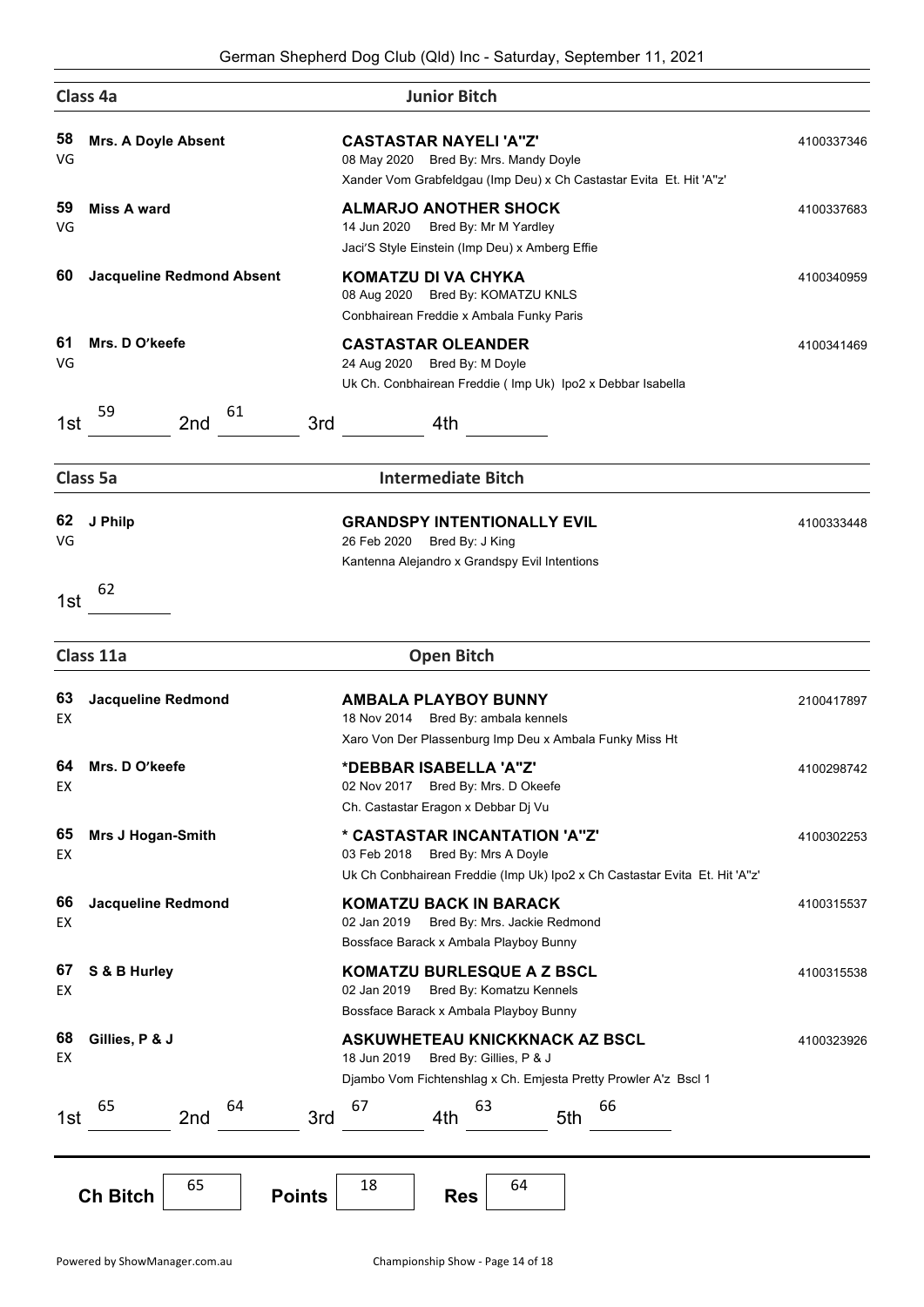## Class 4a — Junior Bitch

**58** VG — **Mrs. A Doyle Absent**
**CASTASTAR NAYELI 'A"Z'** — 4100337346
08 May 2020 Bred By: Mrs. Mandy Doyle
Xander Vom Grabfeldgau (Imp Deu) x Ch Castastar Evita Et. Hit 'A"z'

**59** VG — **Miss A ward**
**ALMARJO ANOTHER SHOCK** — 4100337683
14 Jun 2020 Bred By: Mr M Yardley
Jaci'S Style Einstein (Imp Deu) x Amberg Effie

**60** — **Jacqueline Redmond Absent**
**KOMATZU DI VA CHYKA** — 4100340959
08 Aug 2020 Bred By: KOMATZU KNLS
Conbhairean Freddie x Ambala Funky Paris

**61** VG — **Mrs. D O'keefe**
**CASTASTAR OLEANDER** — 4100341469
24 Aug 2020 Bred By: M Doyle
Uk Ch. Conbhairean Freddie ( Imp Uk) Ipo2 x Debbar Isabella

1st 59 2nd 61 3rd 4th

## Class 5a — Intermediate Bitch

**62** VG — **J Philp**
**GRANDSPY INTENTIONALLY EVIL** — 4100333448
26 Feb 2020 Bred By: J King
Kantenna Alejandro x Grandspy Evil Intentions

1st 62

## Class 11a — Open Bitch

**63** EX — **Jacqueline Redmond**
**AMBALA PLAYBOY BUNNY** — 2100417897
18 Nov 2014 Bred By: ambala kennels
Xaro Von Der Plassenburg Imp Deu x Ambala Funky Miss Ht

**64** EX — **Mrs. D O'keefe**
**\*DEBBAR ISABELLA 'A"Z'** — 4100298742
02 Nov 2017 Bred By: Mrs. D Okeefe
Ch. Castastar Eragon x Debbar Dj Vu

**65** EX — **Mrs J Hogan-Smith**
**\* CASTASTAR INCANTATION 'A"Z'** — 4100302253
03 Feb 2018 Bred By: Mrs A Doyle
Uk Ch Conbhairean Freddie (Imp Uk) Ipo2 x Ch Castastar Evita Et. Hit 'A"z'

**66** EX — **Jacqueline Redmond**
**KOMATZU BACK IN BARACK** — 4100315537
02 Jan 2019 Bred By: Mrs. Jackie Redmond
Bossface Barack x Ambala Playboy Bunny

**67** EX — **S & B Hurley**
**KOMATZU BURLESQUE A Z BSCL** — 4100315538
02 Jan 2019 Bred By: Komatzu Kennels
Bossface Barack x Ambala Playboy Bunny

**68** EX — **Gillies, P & J**
**ASKUWHETEAU KNICKKNACK AZ BSCL** — 4100323926
18 Jun 2019 Bred By: Gillies, P & J
Djambo Vom Fichtenshlag x Ch. Emjesta Pretty Prowler A'z Bscl 1

1st 65 2nd 64 3rd 67 4th 63 5th 66

**Ch Bitch** 65 **Points** 18 **Res** 64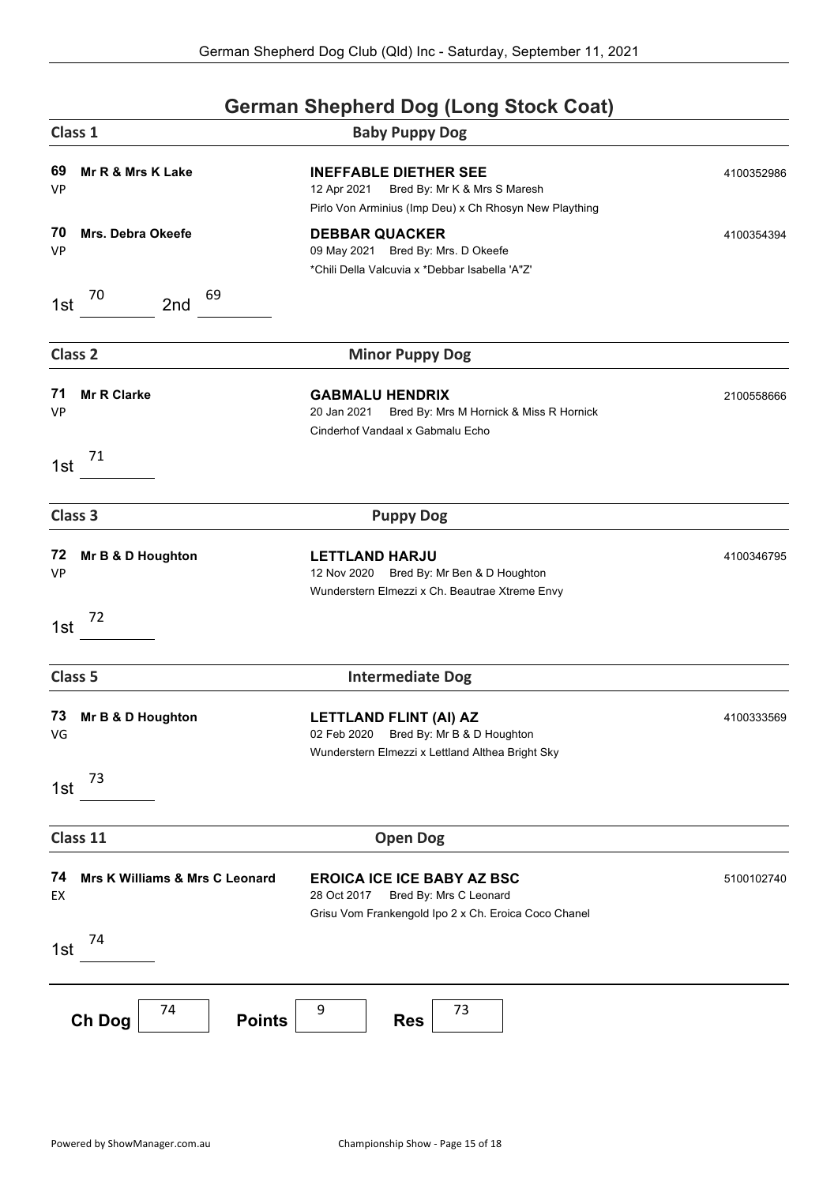# German Shepherd Dog (Long Stock Coat)

## Class 1 — Baby Puppy Dog

**69** VP — **Mr R & Mrs K Lake**
**INEFFABLE DIETHER SEE** — 4100352986
12 Apr 2021 Bred By: Mr K & Mrs S Maresh
Pirlo Von Arminius (Imp Deu) x Ch Rhosyn New Plaything

**70** VP — **Mrs. Debra Okeefe**
**DEBBAR QUACKER** — 4100354394
09 May 2021 Bred By: Mrs. D Okeefe
*Chili Della Valcuvia x *Debbar Isabella 'A"Z'

1st 70 2nd 69

## Class 2 — Minor Puppy Dog

**71** VP — **Mr R Clarke**
**GABMALU HENDRIX** — 2100558666
20 Jan 2021 Bred By: Mrs M Hornick & Miss R Hornick
Cinderhof Vandaal x Gabmalu Echo

1st 71

## Class 3 — Puppy Dog

**72** VP — **Mr B & D Houghton**
**LETTLAND HARJU** — 4100346795
12 Nov 2020 Bred By: Mr Ben & D Houghton
Wunderstern Elmezzi x Ch. Beautrae Xtreme Envy

1st 72

## Class 5 — Intermediate Dog

**73** VG — **Mr B & D Houghton**
**LETTLAND FLINT (AI) AZ** — 4100333569
02 Feb 2020 Bred By: Mr B & D Houghton
Wunderstern Elmezzi x Lettland Althea Bright Sky

1st 73

## Class 11 — Open Dog

**74** EX — **Mrs K Williams & Mrs C Leonard**
**EROICA ICE ICE BABY AZ BSC** — 5100102740
28 Oct 2017 Bred By: Mrs C Leonard
Grisu Vom Frankengold Ipo 2 x Ch. Eroica Coco Chanel

1st 74

**Ch Dog** 74 **Points** 9 **Res** 73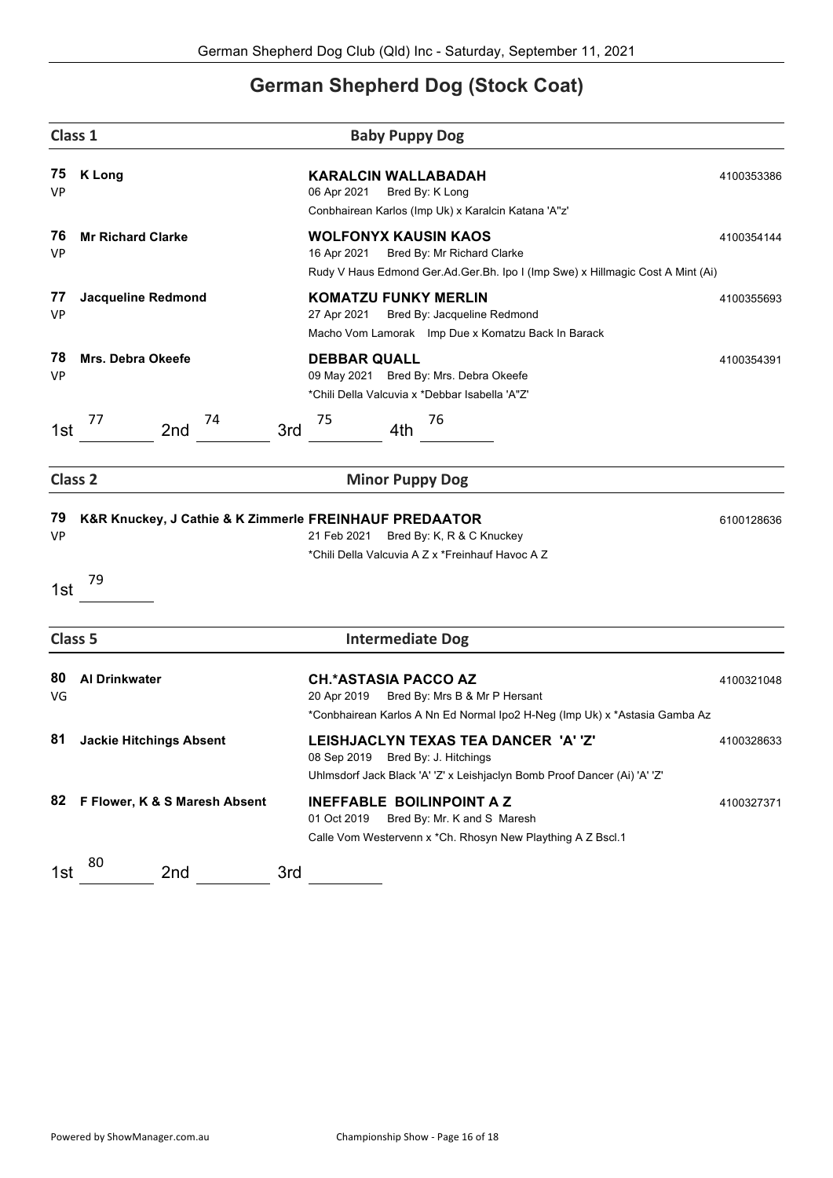# German Shepherd Dog (Stock Coat)

## Class 1 — Baby Puppy Dog

**75** VP — **K Long**
**KARALCIN WALLABADAH** — 4100353386
06 Apr 2021 Bred By: K Long
Conbhairean Karlos (Imp Uk) x Karalcin Katana 'A"z'

**76** VP — **Mr Richard Clarke**
**WOLFONYX KAUSIN KAOS** — 4100354144
16 Apr 2021 Bred By: Mr Richard Clarke
Rudy V Haus Edmond Ger.Ad.Ger.Bh. Ipo I (Imp Swe) x Hillmagic Cost A Mint (Ai)

**77** VP — **Jacqueline Redmond**
**KOMATZU FUNKY MERLIN** — 4100355693
27 Apr 2021 Bred By: Jacqueline Redmond
Macho Vom Lamorak Imp Due x Komatzu Back In Barack

**78** VP — **Mrs. Debra Okeefe**
**DEBBAR QUALL** — 4100354391
09 May 2021 Bred By: Mrs. Debra Okeefe
*Chili Della Valcuvia x *Debbar Isabella 'A"Z'

1st 77 2nd 74 3rd 75 4th 76

## Class 2 — Minor Puppy Dog

**79** VP — **K&R Knuckey, J Cathie & K Zimmerle**
**FREINHAUF PREDAATOR** — 6100128636
21 Feb 2021 Bred By: K, R & C Knuckey
*Chili Della Valcuvia A Z x *Freinhauf Havoc A Z

1st 79

## Class 5 — Intermediate Dog

**80** VG — **Al Drinkwater**
**CH.*ASTASIA PACCO AZ** — 4100321048
20 Apr 2019 Bred By: Mrs B & Mr P Hersant
*Conbhairean Karlos A Nn Ed Normal Ipo2 H-Neg (Imp Uk) x *Astasia Gamba Az

**81** — **Jackie Hitchings Absent**
**LEISHJACLYN TEXAS TEA DANCER 'A' 'Z'** — 4100328633
08 Sep 2019 Bred By: J. Hitchings
Uhlmsdorf Jack Black 'A' 'Z' x Leishjaclyn Bomb Proof Dancer (Ai) 'A' 'Z'

**82** — **F Flower, K & S Maresh Absent**
**INEFFABLE BOILINPOINT A Z** — 4100327371
01 Oct 2019 Bred By: Mr. K and S Maresh
Calle Vom Westervenn x *Ch. Rhosyn New Plaything A Z Bscl.1

1st 80 2nd 3rd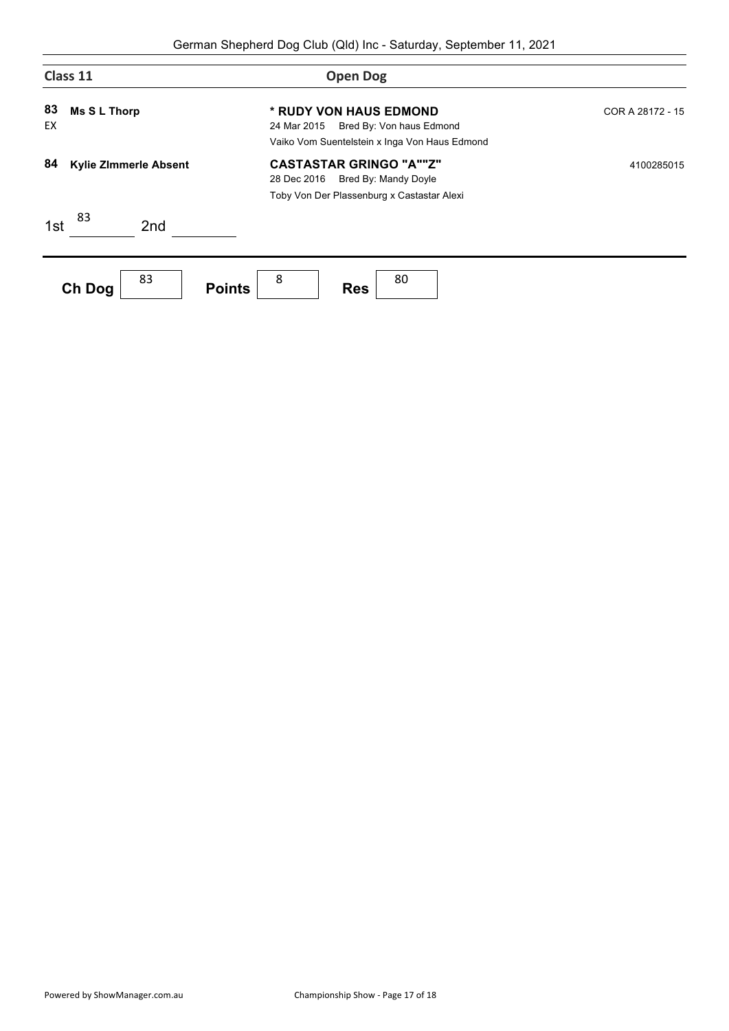German Shepherd Dog Club (Qld) Inc - Saturday, September 11, 2021

## Class 11 — Open Dog

**83** **Ms S L Thorp**
EX

**\* RUDY VON HAUS EDMOND** — COR A 28172 - 15
24 Mar 2015 Bred By: Von haus Edmond
Vaiko Vom Suentelstein x Inga Von Haus Edmond

**84** **Kylie ZImmerle Absent**

**CASTASTAR GRINGO "A""Z"** — 4100285015
28 Dec 2016 Bred By: Mandy Doyle
Toby Von Der Plassenburg x Castastar Alexi

1st 83 2nd

---

**Ch Dog** 83 **Points** 8 **Res** 80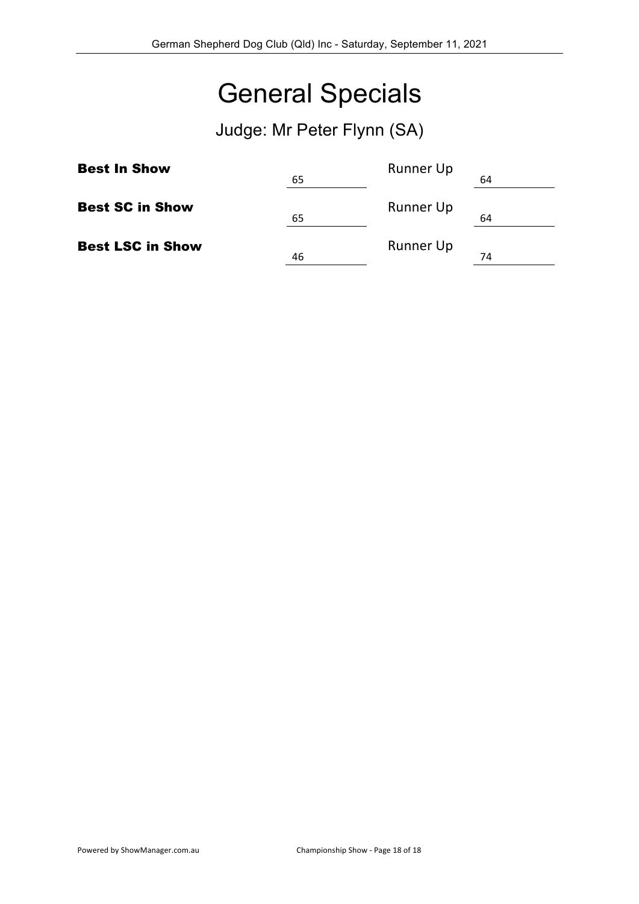# General Specials

## Judge: Mr Peter Flynn (SA)

| | | | |
|---|---|---|---|
| **Best In Show** | 65 | Runner Up | 64 |
| **Best SC in Show** | 65 | Runner Up | 64 |
| **Best LSC in Show** | 46 | Runner Up | 74 |